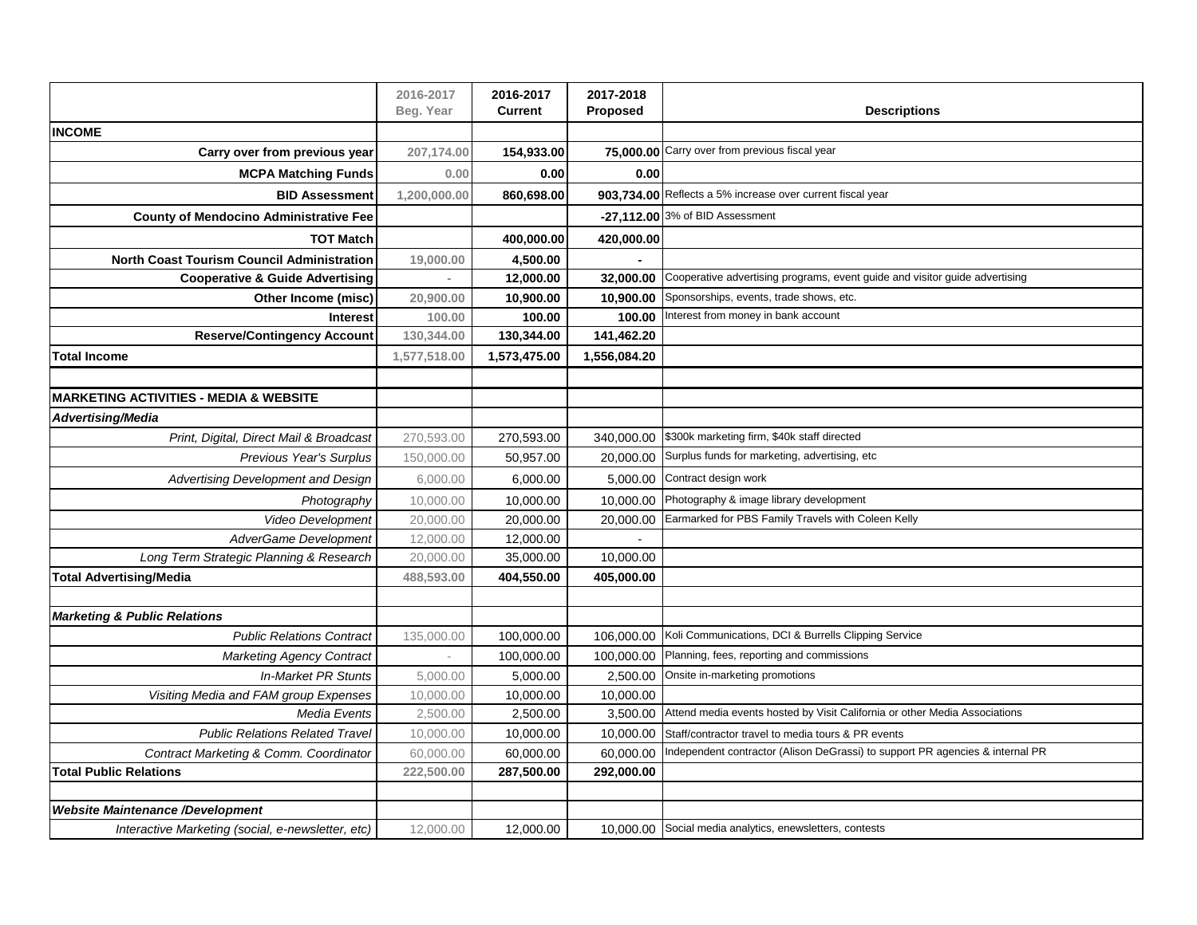| | 2016-2017 Beg. Year | 2016-2017 Current | 2017-2018 Proposed | Descriptions |
|---|---|---|---|---|
| **INCOME** | | | | |
| **Carry over from previous year** | 207,174.00 | 154,933.00 | 75,000.00 | Carry over from previous fiscal year |
| **MCPA Matching Funds** | 0.00 | 0.00 | 0.00 | |
| **BID Assessment** | 1,200,000.00 | 860,698.00 | 903,734.00 | Reflects a 5% increase over current fiscal year |
| **County of Mendocino Administrative Fee** | | | -27,112.00 | 3% of BID Assessment |
| **TOT Match** | | 400,000.00 | 420,000.00 | |
| **North Coast Tourism Council Administration** | 19,000.00 | 4,500.00 | - | |
| **Cooperative & Guide Advertising** | - | 12,000.00 | 32,000.00 | Cooperative advertising programs, event guide and visitor guide advertising |
| **Other Income (misc)** | 20,900.00 | 10,900.00 | 10,900.00 | Sponsorships, events, trade shows, etc. |
| **Interest** | 100.00 | 100.00 | 100.00 | Interest from money in bank account |
| **Reserve/Contingency Account** | 130,344.00 | 130,344.00 | 141,462.20 | |
| **Total Income** | 1,577,518.00 | 1,573,475.00 | 1,556,084.20 | |
| | | | | |
| **MARKETING ACTIVITIES - MEDIA & WEBSITE** | | | | |
| ***Advertising/Media*** | | | | |
| *Print, Digital, Direct Mail & Broadcast* | 270,593.00 | 270,593.00 | 340,000.00 | $300k marketing firm, $40k staff directed |
| *Previous Year's Surplus* | 150,000.00 | 50,957.00 | 20,000.00 | Surplus funds for marketing, advertising, etc |
| *Advertising Development and Design* | 6,000.00 | 6,000.00 | 5,000.00 | Contract design work |
| *Photography* | 10,000.00 | 10,000.00 | 10,000.00 | Photography & image library development |
| *Video Development* | 20,000.00 | 20,000.00 | 20,000.00 | Earmarked for PBS Family Travels with Coleen Kelly |
| *AdverGame Development* | 12,000.00 | 12,000.00 | - | |
| *Long Term Strategic Planning & Research* | 20,000.00 | 35,000.00 | 10,000.00 | |
| **Total Advertising/Media** | 488,593.00 | 404,550.00 | 405,000.00 | |
| | | | | |
| ***Marketing & Public Relations*** | | | | |
| *Public Relations Contract* | 135,000.00 | 100,000.00 | 106,000.00 | Koli Communications, DCI & Burrells Clipping Service |
| *Marketing Agency Contract* | - | 100,000.00 | 100,000.00 | Planning, fees, reporting and commissions |
| *In-Market PR Stunts* | 5,000.00 | 5,000.00 | 2,500.00 | Onsite in-marketing promotions |
| *Visiting Media and FAM group Expenses* | 10,000.00 | 10,000.00 | 10,000.00 | |
| *Media Events* | 2,500.00 | 2,500.00 | 3,500.00 | Attend media events hosted by Visit California or other Media Associations |
| *Public Relations Related Travel* | 10,000.00 | 10,000.00 | 10,000.00 | Staff/contractor travel to media tours & PR events |
| *Contract Marketing & Comm. Coordinator* | 60,000.00 | 60,000.00 | 60,000.00 | Independent contractor (Alison DeGrassi) to support PR agencies & internal PR |
| **Total Public Relations** | 222,500.00 | 287,500.00 | 292,000.00 | |
| | | | | |
| ***Website Maintenance /Development*** | | | | |
| *Interactive Marketing (social, e-newsletter, etc)* | 12,000.00 | 12,000.00 | 10,000.00 | Social media analytics, enewsletters, contests |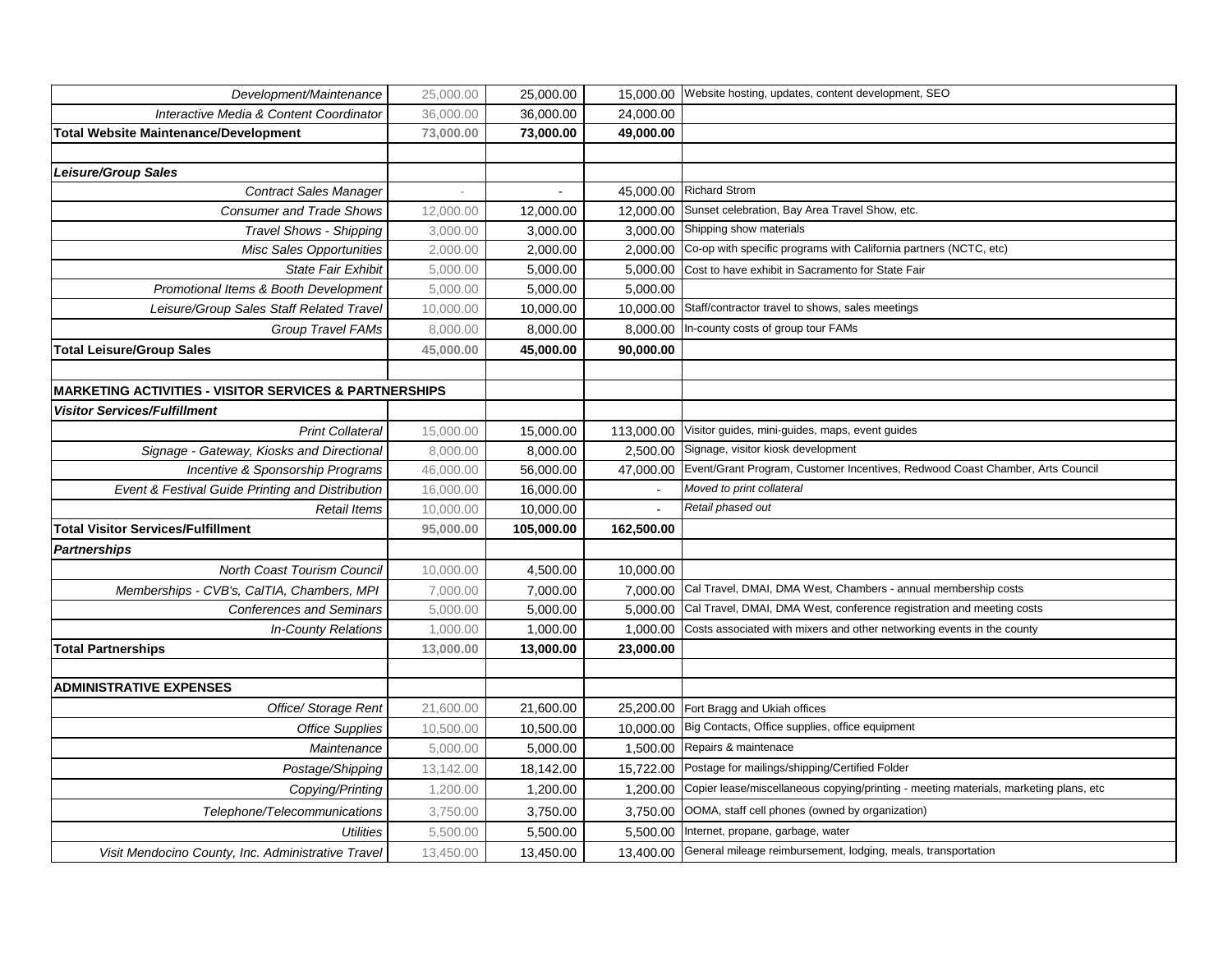| | | | | |
|---|---|---|---|---|
| *Development/Maintenance* | 25,000.00 | 25,000.00 | 15,000.00 | Website hosting, updates, content development, SEO |
| *Interactive Media & Content Coordinator* | 36,000.00 | 36,000.00 | 24,000.00 | |
| **Total Website Maintenance/Development** | **73,000.00** | **73,000.00** | **49,000.00** | |
| | | | | |
| ***Leisure/Group Sales*** | | | | |
| *Contract Sales Manager* | - | - | 45,000.00 | Richard Strom |
| *Consumer and Trade Shows* | 12,000.00 | 12,000.00 | 12,000.00 | Sunset celebration, Bay Area Travel Show, etc. |
| *Travel Shows - Shipping* | 3,000.00 | 3,000.00 | 3,000.00 | Shipping show materials |
| *Misc Sales Opportunities* | 2,000.00 | 2,000.00 | 2,000.00 | Co-op with specific programs with California partners (NCTC, etc) |
| *State Fair Exhibit* | 5,000.00 | 5,000.00 | 5,000.00 | Cost to have exhibit in Sacramento for State Fair |
| *Promotional Items & Booth Development* | 5,000.00 | 5,000.00 | 5,000.00 | |
| *Leisure/Group Sales Staff Related Travel* | 10,000.00 | 10,000.00 | 10,000.00 | Staff/contractor travel to shows, sales meetings |
| *Group Travel FAMs* | 8,000.00 | 8,000.00 | 8,000.00 | In-county costs of group tour FAMs |
| **Total Leisure/Group Sales** | **45,000.00** | **45,000.00** | **90,000.00** | |
| | | | | |
| **MARKETING ACTIVITIES - VISITOR SERVICES & PARTNERSHIPS** | | | | |
| ***Visitor Services/Fulfillment*** | | | | |
| *Print Collateral* | 15,000.00 | 15,000.00 | 113,000.00 | Visitor guides, mini-guides, maps, event guides |
| *Signage - Gateway, Kiosks and Directional* | 8,000.00 | 8,000.00 | 2,500.00 | Signage, visitor kiosk development |
| *Incentive & Sponsorship Programs* | 46,000.00 | 56,000.00 | 47,000.00 | Event/Grant Program, Customer Incentives, Redwood Coast Chamber, Arts Council |
| *Event & Festival Guide Printing and Distribution* | 16,000.00 | 16,000.00 | - | *Moved to print collateral* |
| *Retail Items* | 10,000.00 | 10,000.00 | - | *Retail phased out* |
| **Total Visitor Services/Fulfillment** | **95,000.00** | **105,000.00** | **162,500.00** | |
| ***Partnerships*** | | | | |
| *North Coast Tourism Council* | 10,000.00 | 4,500.00 | 10,000.00 | |
| *Memberships - CVB's, CalTIA, Chambers, MPI* | 7,000.00 | 7,000.00 | 7,000.00 | Cal Travel, DMAI, DMA West, Chambers - annual membership costs |
| *Conferences and Seminars* | 5,000.00 | 5,000.00 | 5,000.00 | Cal Travel, DMAI, DMA West, conference registration and meeting costs |
| *In-County Relations* | 1,000.00 | 1,000.00 | 1,000.00 | Costs associated with mixers and other networking events in the county |
| **Total Partnerships** | **13,000.00** | **13,000.00** | **23,000.00** | |
| | | | | |
| **ADMINISTRATIVE EXPENSES** | | | | |
| *Office/ Storage Rent* | 21,600.00 | 21,600.00 | 25,200.00 | Fort Bragg and Ukiah offices |
| *Office Supplies* | 10,500.00 | 10,500.00 | 10,000.00 | Big Contacts, Office supplies, office equipment |
| *Maintenance* | 5,000.00 | 5,000.00 | 1,500.00 | Repairs & maintenace |
| *Postage/Shipping* | 13,142.00 | 18,142.00 | 15,722.00 | Postage for mailings/shipping/Certified Folder |
| *Copying/Printing* | 1,200.00 | 1,200.00 | 1,200.00 | Copier lease/miscellaneous copying/printing - meeting materials, marketing plans, etc |
| *Telephone/Telecommunications* | 3,750.00 | 3,750.00 | 3,750.00 | OOMA, staff cell phones (owned by organization) |
| *Utilities* | 5,500.00 | 5,500.00 | 5,500.00 | Internet, propane, garbage, water |
| *Visit Mendocino County, Inc. Administrative Travel* | 13,450.00 | 13,450.00 | 13,400.00 | General mileage reimbursement, lodging, meals, transportation |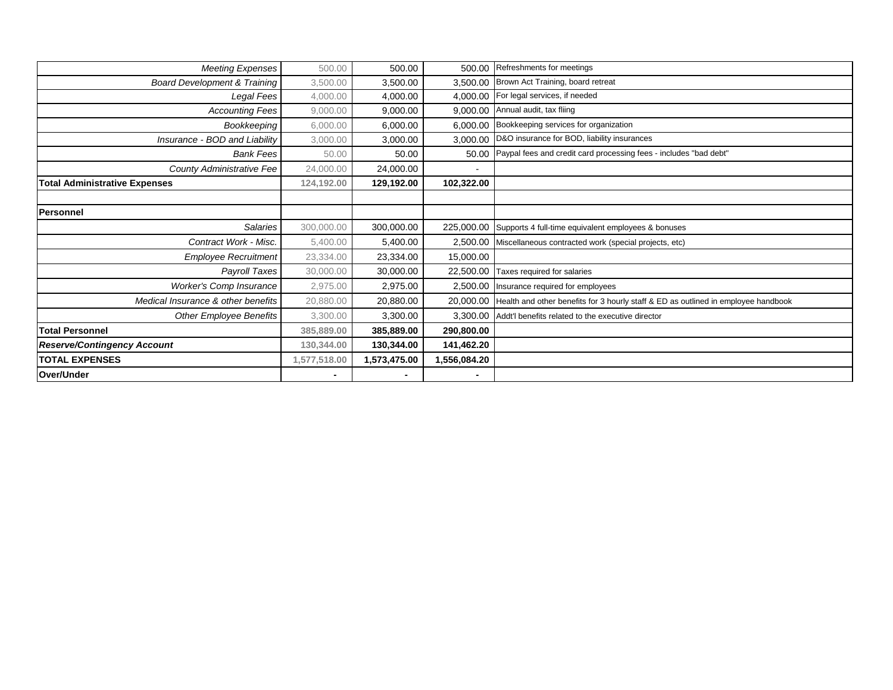| | | | | |
|---|---|---|---|---|
| *Meeting Expenses* | 500.00 | 500.00 | 500.00 | Refreshments for meetings |
| *Board Development & Training* | 3,500.00 | 3,500.00 | 3,500.00 | Brown Act Training, board retreat |
| *Legal Fees* | 4,000.00 | 4,000.00 | 4,000.00 | For legal services, if needed |
| *Accounting Fees* | 9,000.00 | 9,000.00 | 9,000.00 | Annual audit, tax fliing |
| *Bookkeeping* | 6,000.00 | 6,000.00 | 6,000.00 | Bookkeeping services for organization |
| *Insurance - BOD and Liability* | 3,000.00 | 3,000.00 | 3,000.00 | D&O insurance for BOD, liability insurances |
| *Bank Fees* | 50.00 | 50.00 | 50.00 | Paypal fees and credit card processing fees - includes "bad debt" |
| *County Administrative Fee* | 24,000.00 | 24,000.00 | - | |
| **Total Administrative Expenses** | **124,192.00** | **129,192.00** | **102,322.00** | |
| | | | | |
| **Personnel** | | | | |
| *Salaries* | 300,000.00 | 300,000.00 | 225,000.00 | Supports 4 full-time equivalent employees & bonuses |
| *Contract Work - Misc.* | 5,400.00 | 5,400.00 | 2,500.00 | Miscellaneous contracted work (special projects, etc) |
| *Employee Recruitment* | 23,334.00 | 23,334.00 | 15,000.00 | |
| *Payroll Taxes* | 30,000.00 | 30,000.00 | 22,500.00 | Taxes required for salaries |
| *Worker's Comp Insurance* | 2,975.00 | 2,975.00 | 2,500.00 | Insurance required for employees |
| *Medical Insurance & other benefits* | 20,880.00 | 20,880.00 | 20,000.00 | Health and other benefits for 3 hourly staff & ED as outlined in employee handbook |
| *Other Employee Benefits* | 3,300.00 | 3,300.00 | 3,300.00 | Addt'l benefits related to the executive director |
| **Total Personnel** | **385,889.00** | **385,889.00** | **290,800.00** | |
| ***Reserve/Contingency Account*** | **130,344.00** | **130,344.00** | **141,462.20** | |
| **TOTAL EXPENSES** | **1,577,518.00** | **1,573,475.00** | **1,556,084.20** | |
| **Over/Under** | **-** | **-** | **-** | |